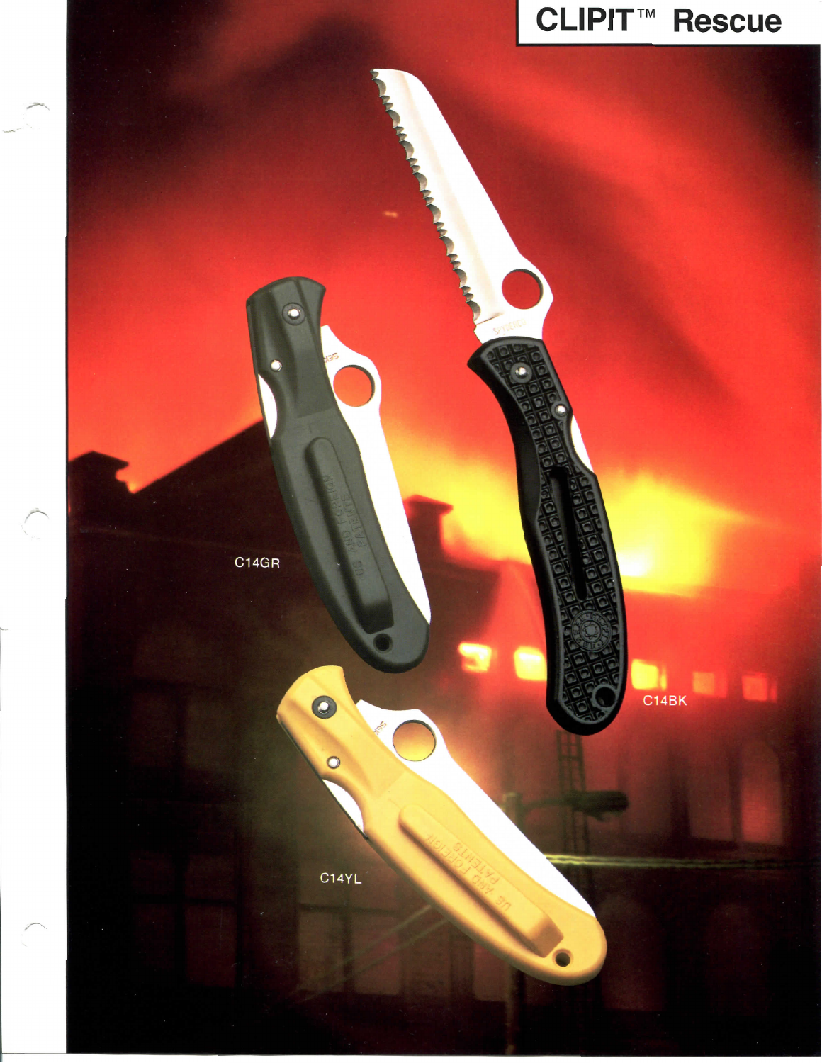# CLIPIT™ Rescue

C14GR

C14BK

C14YL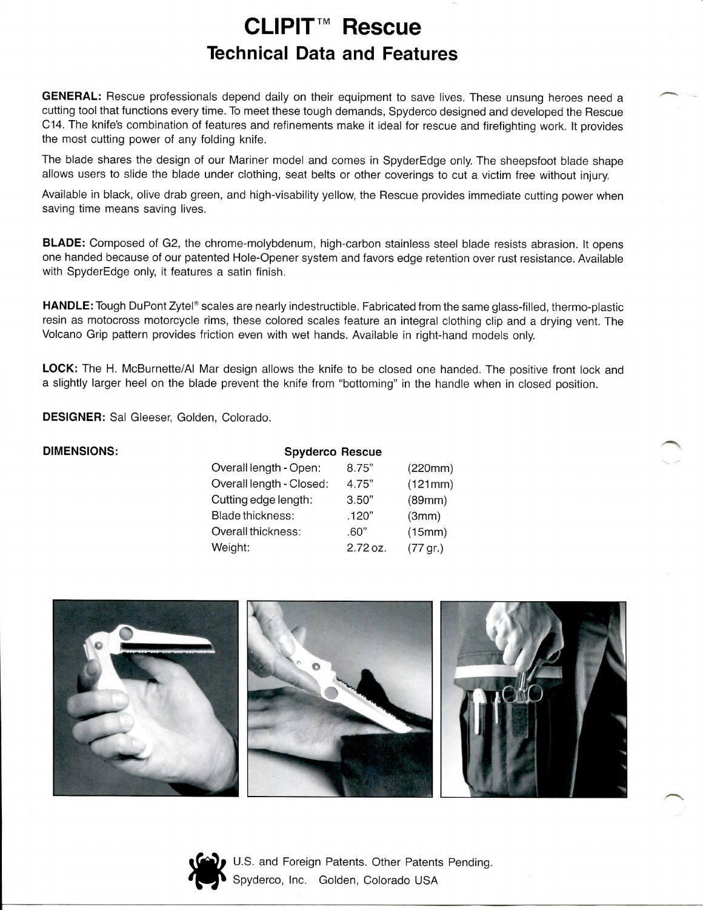# CLIPIT™ Rescue

## Technical Data and Features

**GENERAL:** Rescue professionals depend daily on their equipment to save lives. These unsung heroes need a cutting tool that functions every time. To meet these tough demands, Spyderco designed and developed the Rescue C14. The knife's combination of features and refinements make it ideal for rescue and firefighting work. It provides the most cutting power of any folding knife.

The blade shares the design of our Mariner model and comes in SpyderEdge only. The sheepsfoot blade shape allows users to slide the blade under clothing, seat belts or other coverings to cut a victim free without injury.

Available in black, olive drab green, and high-visability yellow, the Rescue provides immediate cutting power when saving time means saving lives.

**BLADE:** Composed of G2, the chrome-molybdenum, high-carbon stainless steel blade resists abrasion. It opens one handed because of our patented Hole-Opener system and favors edge retention over rust resistance. Available with SpyderEdge only, it features a satin finish.

**HANDLE:** Tough DuPont Zytel® scales are nearly indestructible. Fabricated from the same glass-filled, thermo-plastic resin as motocross motorcycle rims, these colored scales feature an integral clothing clip and a drying vent. The Volcano Grip pattern provides friction even with wet hands. Available in right-hand models only.

**LOCK:** The H. McBurnette/Al Mar design allows the knife to be closed one handed. The positive front lock and a slightly larger heel on the blade prevent the knife from "bottoming" in the handle when in closed position.

**DESIGNER:** Sal Gleeser, Golden, Colorado.

**DIMENSIONS:**

| Spyderco Rescue | | |
|---|---|---|
| Overall length - Open: | 8.75" | (220mm) |
| Overall length - Closed: | 4.75" | (121mm) |
| Cutting edge length: | 3.50" | (89mm) |
| Blade thickness: | .120" | (3mm) |
| Overall thickness: | .60" | (15mm) |
| Weight: | 2.72 oz. | (77 gr.) |

U.S. and Foreign Patents. Other Patents Pending.
Spyderco, Inc. Golden, Colorado USA